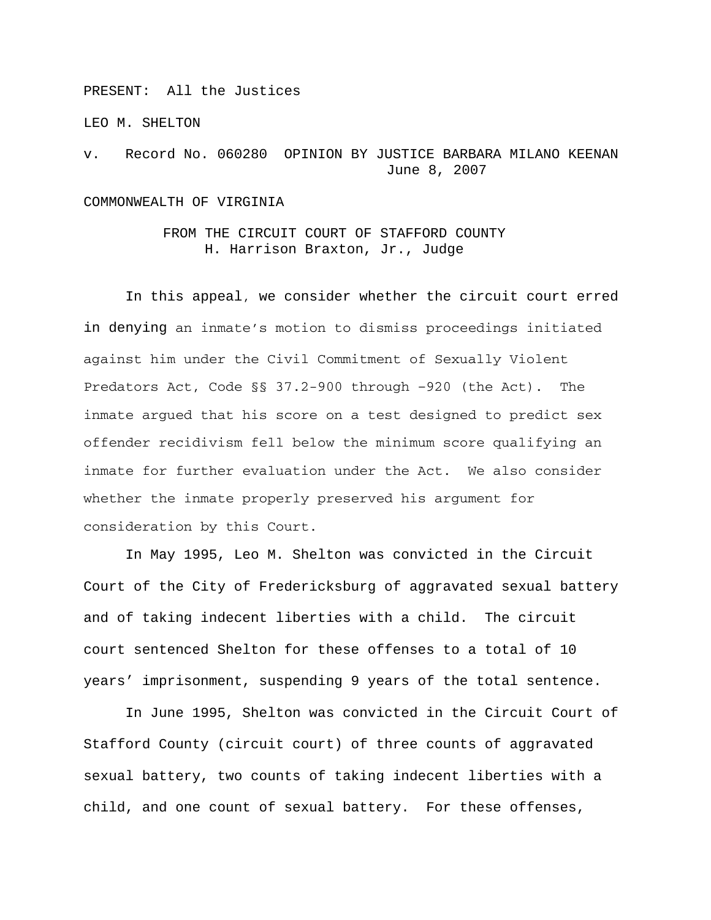PRESENT: All the Justices

LEO M. SHELTON

v. Record No. 060280 OPINION BY JUSTICE BARBARA MILANO KEENAN
June 8, 2007

COMMONWEALTH OF VIRGINIA

FROM THE CIRCUIT COURT OF STAFFORD COUNTY
H. Harrison Braxton, Jr., Judge

In this appeal, we consider whether the circuit court erred in denying an inmate's motion to dismiss proceedings initiated against him under the Civil Commitment of Sexually Violent Predators Act, Code §§ 37.2-900 through -920 (the Act). The inmate argued that his score on a test designed to predict sex offender recidivism fell below the minimum score qualifying an inmate for further evaluation under the Act. We also consider whether the inmate properly preserved his argument for consideration by this Court.

In May 1995, Leo M. Shelton was convicted in the Circuit Court of the City of Fredericksburg of aggravated sexual battery and of taking indecent liberties with a child. The circuit court sentenced Shelton for these offenses to a total of 10 years' imprisonment, suspending 9 years of the total sentence.

In June 1995, Shelton was convicted in the Circuit Court of Stafford County (circuit court) of three counts of aggravated sexual battery, two counts of taking indecent liberties with a child, and one count of sexual battery. For these offenses,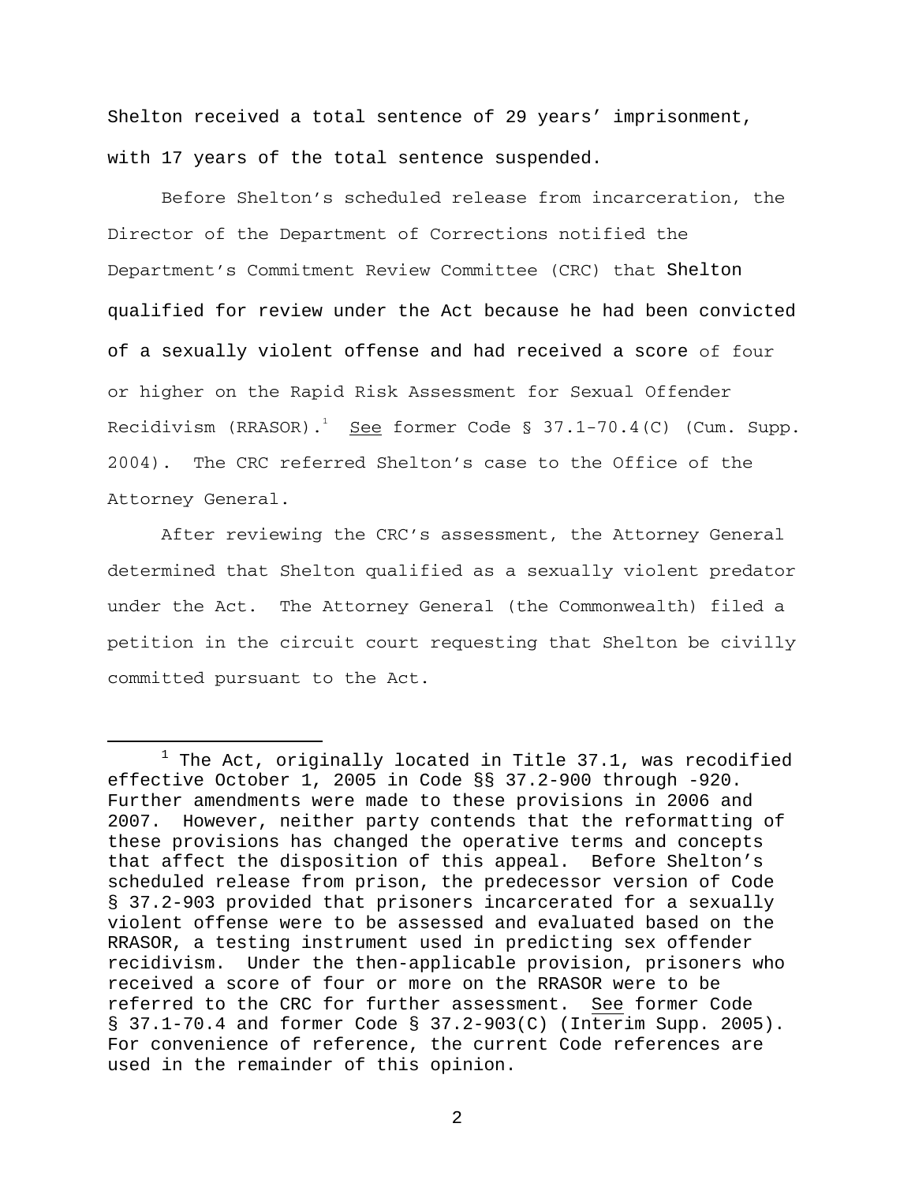Shelton received a total sentence of 29 years' imprisonment, with 17 years of the total sentence suspended.

Before Shelton's scheduled release from incarceration, the Director of the Department of Corrections notified the Department's Commitment Review Committee (CRC) that Shelton qualified for review under the Act because he had been convicted of a sexually violent offense and had received a score of four or higher on the Rapid Risk Assessment for Sexual Offender Recidivism (RRASOR).[1] See former Code § 37.1-70.4(C) (Cum. Supp. 2004). The CRC referred Shelton's case to the Office of the Attorney General.

After reviewing the CRC's assessment, the Attorney General determined that Shelton qualified as a sexually violent predator under the Act. The Attorney General (the Commonwealth) filed a petition in the circuit court requesting that Shelton be civilly committed pursuant to the Act.

---

[1] The Act, originally located in Title 37.1, was recodified effective October 1, 2005 in Code §§ 37.2-900 through -920. Further amendments were made to these provisions in 2006 and 2007. However, neither party contends that the reformatting of these provisions has changed the operative terms and concepts that affect the disposition of this appeal. Before Shelton's scheduled release from prison, the predecessor version of Code § 37.2-903 provided that prisoners incarcerated for a sexually violent offense were to be assessed and evaluated based on the RRASOR, a testing instrument used in predicting sex offender recidivism. Under the then-applicable provision, prisoners who received a score of four or more on the RRASOR were to be referred to the CRC for further assessment. See former Code § 37.1-70.4 and former Code § 37.2-903(C) (Interim Supp. 2005). For convenience of reference, the current Code references are used in the remainder of this opinion.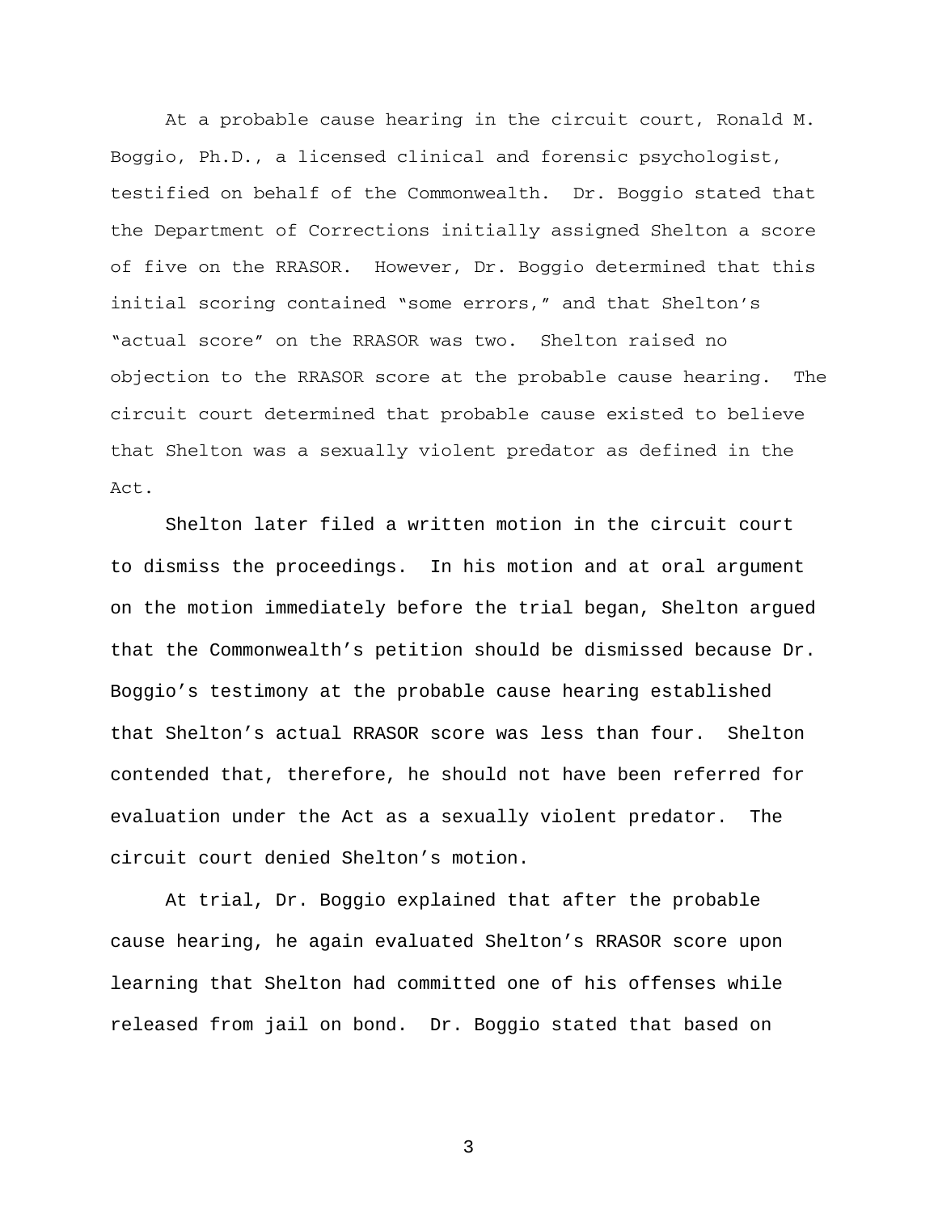At a probable cause hearing in the circuit court, Ronald M. Boggio, Ph.D., a licensed clinical and forensic psychologist, testified on behalf of the Commonwealth. Dr. Boggio stated that the Department of Corrections initially assigned Shelton a score of five on the RRASOR. However, Dr. Boggio determined that this initial scoring contained "some errors," and that Shelton's "actual score" on the RRASOR was two. Shelton raised no objection to the RRASOR score at the probable cause hearing. The circuit court determined that probable cause existed to believe that Shelton was a sexually violent predator as defined in the Act.

Shelton later filed a written motion in the circuit court to dismiss the proceedings. In his motion and at oral argument on the motion immediately before the trial began, Shelton argued that the Commonwealth's petition should be dismissed because Dr. Boggio's testimony at the probable cause hearing established that Shelton's actual RRASOR score was less than four. Shelton contended that, therefore, he should not have been referred for evaluation under the Act as a sexually violent predator. The circuit court denied Shelton's motion.

At trial, Dr. Boggio explained that after the probable cause hearing, he again evaluated Shelton's RRASOR score upon learning that Shelton had committed one of his offenses while released from jail on bond. Dr. Boggio stated that based on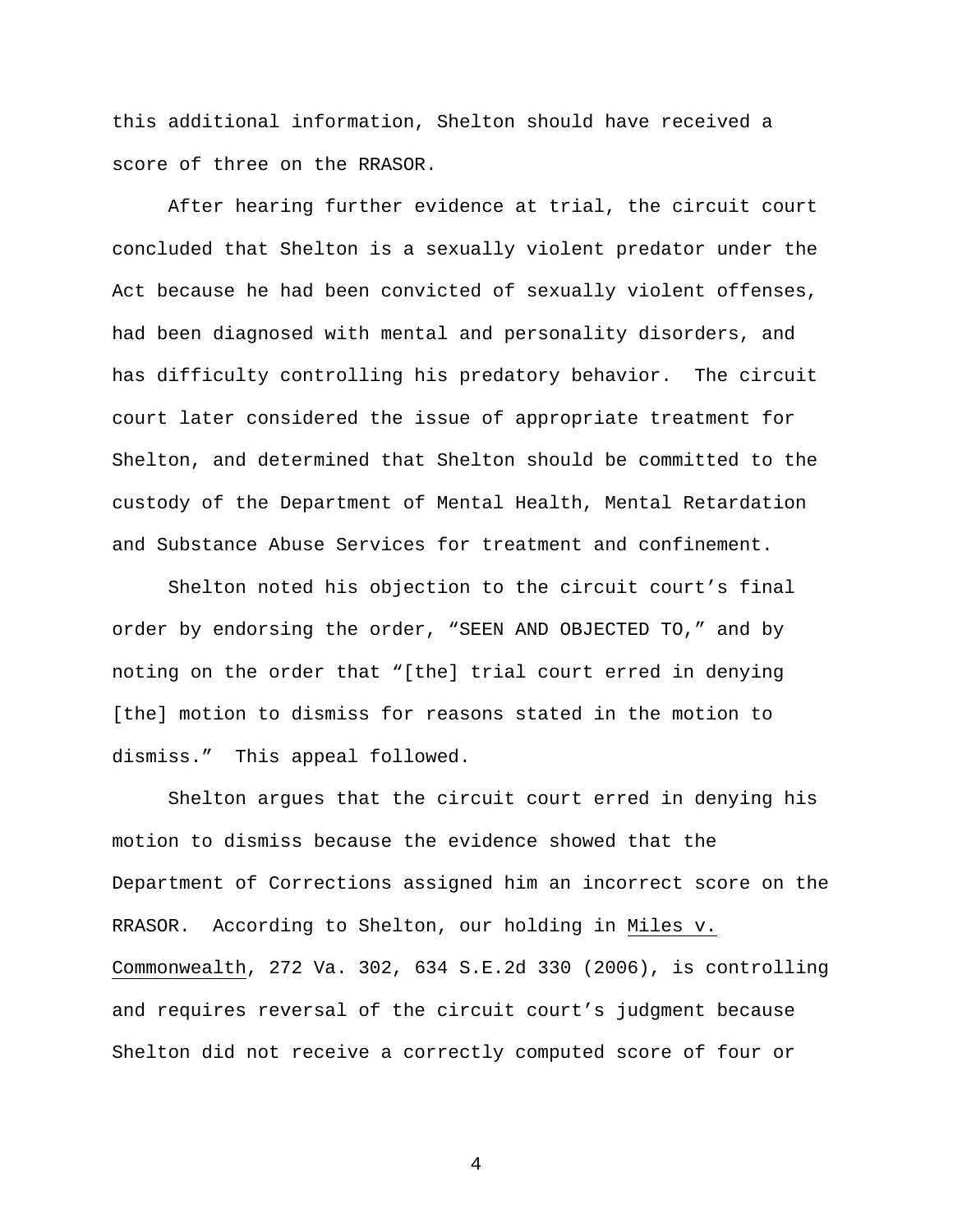this additional information, Shelton should have received a score of three on the RRASOR.

After hearing further evidence at trial, the circuit court concluded that Shelton is a sexually violent predator under the Act because he had been convicted of sexually violent offenses, had been diagnosed with mental and personality disorders, and has difficulty controlling his predatory behavior. The circuit court later considered the issue of appropriate treatment for Shelton, and determined that Shelton should be committed to the custody of the Department of Mental Health, Mental Retardation and Substance Abuse Services for treatment and confinement.

Shelton noted his objection to the circuit court's final order by endorsing the order, "SEEN AND OBJECTED TO," and by noting on the order that "[the] trial court erred in denying [the] motion to dismiss for reasons stated in the motion to dismiss." This appeal followed.

Shelton argues that the circuit court erred in denying his motion to dismiss because the evidence showed that the Department of Corrections assigned him an incorrect score on the RRASOR. According to Shelton, our holding in <u>Miles v. Commonwealth</u>, 272 Va. 302, 634 S.E.2d 330 (2006), is controlling and requires reversal of the circuit court's judgment because Shelton did not receive a correctly computed score of four or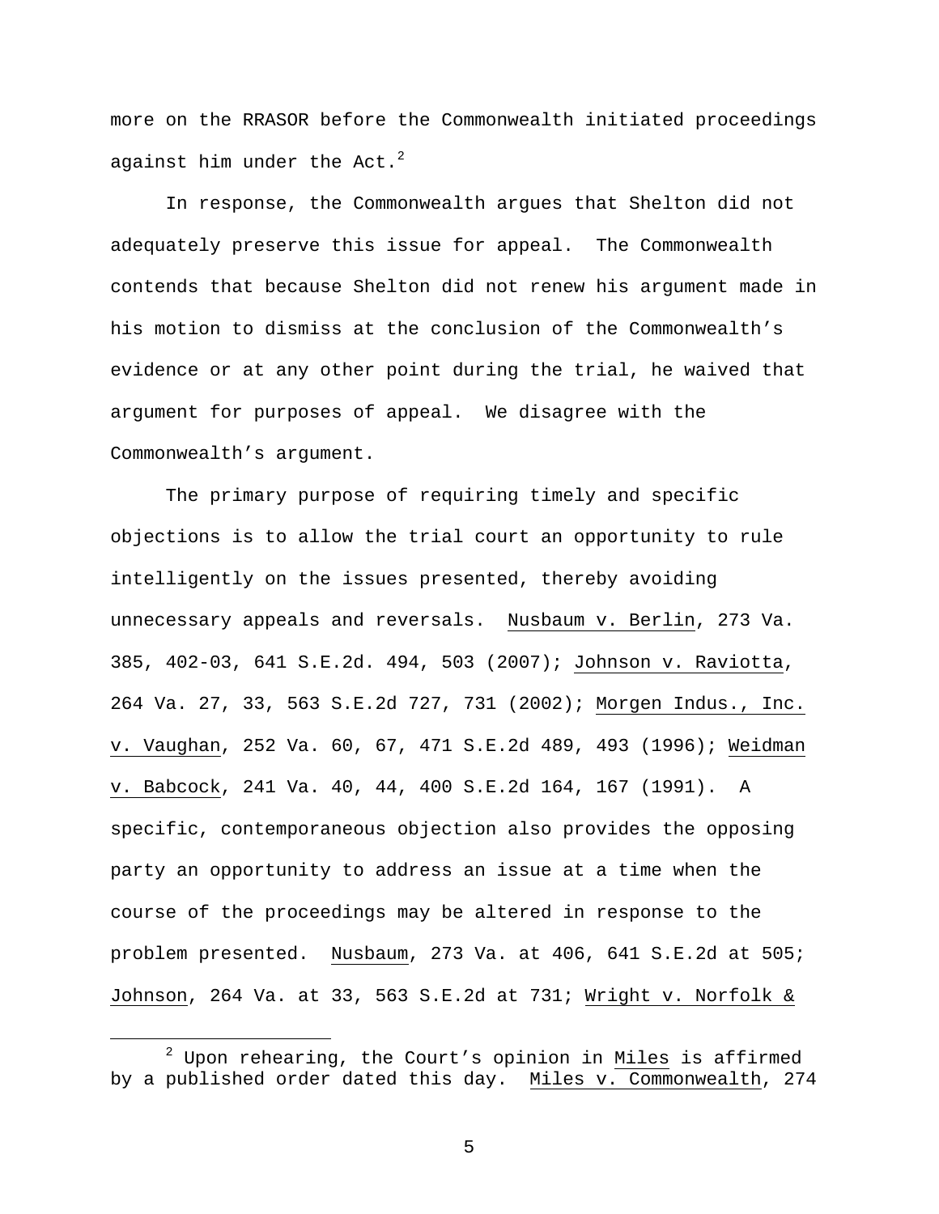more on the RRASOR before the Commonwealth initiated proceedings against him under the Act.[2]

In response, the Commonwealth argues that Shelton did not adequately preserve this issue for appeal. The Commonwealth contends that because Shelton did not renew his argument made in his motion to dismiss at the conclusion of the Commonwealth's evidence or at any other point during the trial, he waived that argument for purposes of appeal. We disagree with the Commonwealth's argument.

The primary purpose of requiring timely and specific objections is to allow the trial court an opportunity to rule intelligently on the issues presented, thereby avoiding unnecessary appeals and reversals. Nusbaum v. Berlin, 273 Va. 385, 402-03, 641 S.E.2d. 494, 503 (2007); Johnson v. Raviotta, 264 Va. 27, 33, 563 S.E.2d 727, 731 (2002); Morgen Indus., Inc. v. Vaughan, 252 Va. 60, 67, 471 S.E.2d 489, 493 (1996); Weidman v. Babcock, 241 Va. 40, 44, 400 S.E.2d 164, 167 (1991). A specific, contemporaneous objection also provides the opposing party an opportunity to address an issue at a time when the course of the proceedings may be altered in response to the problem presented. Nusbaum, 273 Va. at 406, 641 S.E.2d at 505; Johnson, 264 Va. at 33, 563 S.E.2d at 731; Wright v. Norfolk &

---

[2] Upon rehearing, the Court's opinion in Miles is affirmed by a published order dated this day. Miles v. Commonwealth, 274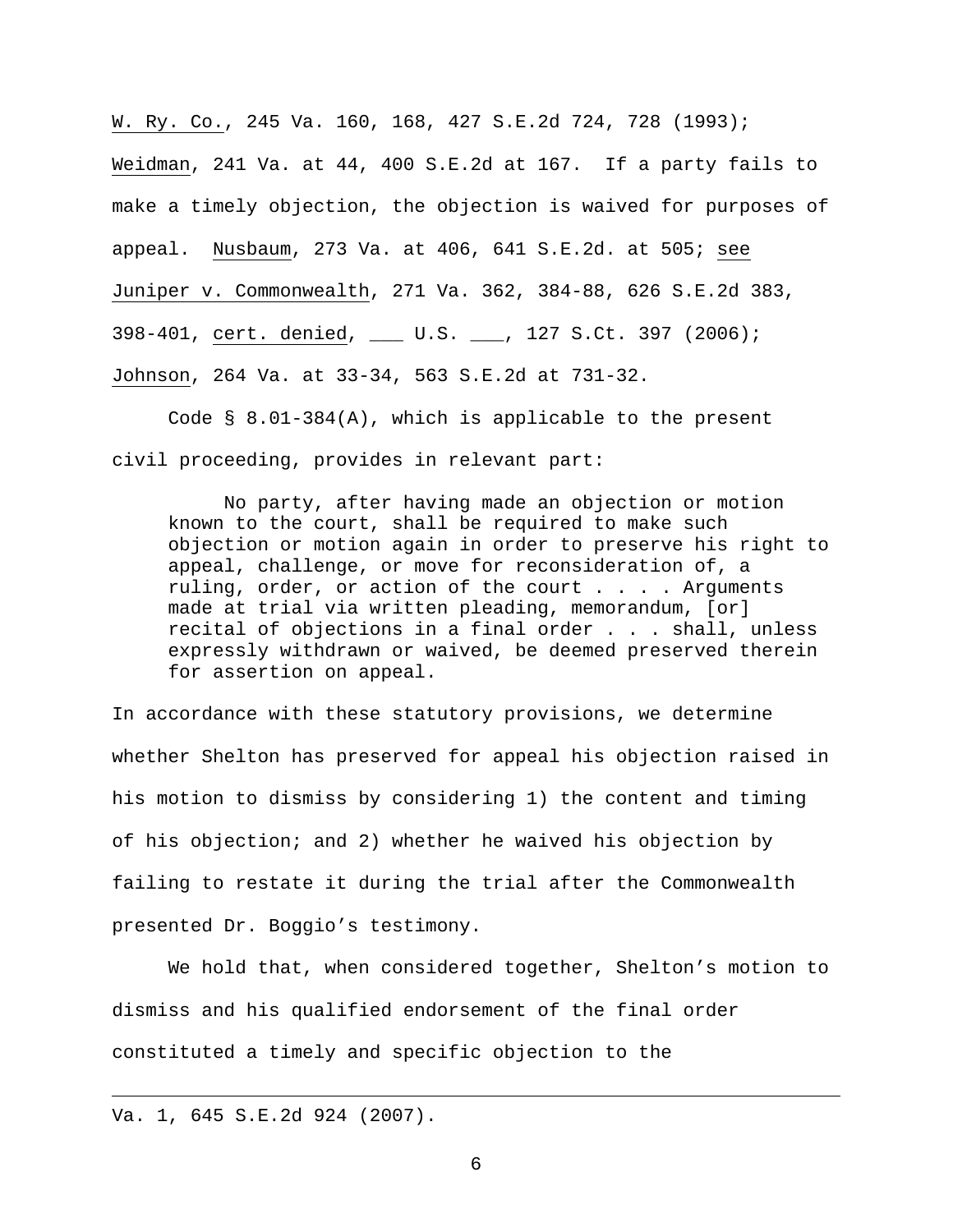W. Ry. Co., 245 Va. 160, 168, 427 S.E.2d 724, 728 (1993); Weidman, 241 Va. at 44, 400 S.E.2d at 167. If a party fails to make a timely objection, the objection is waived for purposes of appeal. Nusbaum, 273 Va. at 406, 641 S.E.2d. at 505; see Juniper v. Commonwealth, 271 Va. 362, 384-88, 626 S.E.2d 383, 398-401, cert. denied, ___ U.S. ___, 127 S.Ct. 397 (2006); Johnson, 264 Va. at 33-34, 563 S.E.2d at 731-32.

Code § 8.01-384(A), which is applicable to the present civil proceeding, provides in relevant part:

> No party, after having made an objection or motion known to the court, shall be required to make such objection or motion again in order to preserve his right to appeal, challenge, or move for reconsideration of, a ruling, order, or action of the court . . . . Arguments made at trial via written pleading, memorandum, [or] recital of objections in a final order . . . shall, unless expressly withdrawn or waived, be deemed preserved therein for assertion on appeal.

In accordance with these statutory provisions, we determine whether Shelton has preserved for appeal his objection raised in his motion to dismiss by considering 1) the content and timing of his objection; and 2) whether he waived his objection by failing to restate it during the trial after the Commonwealth presented Dr. Boggio's testimony.

We hold that, when considered together, Shelton's motion to dismiss and his qualified endorsement of the final order constituted a timely and specific objection to the

---

Va. 1, 645 S.E.2d 924 (2007).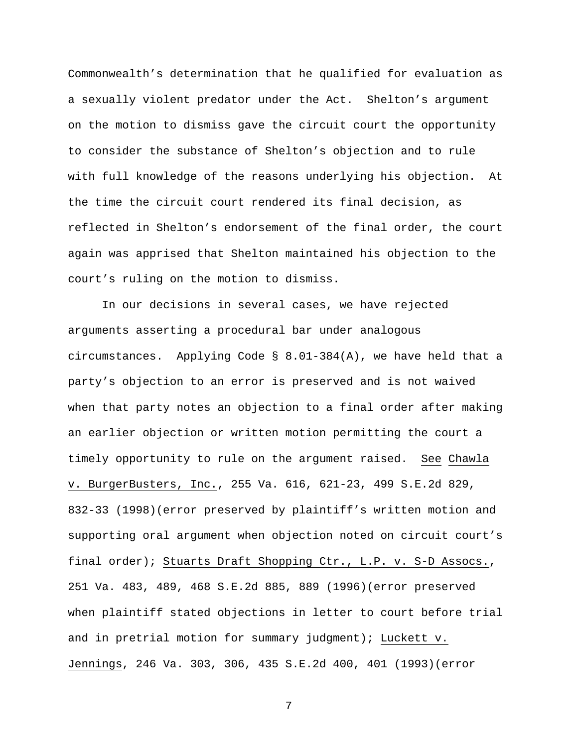Commonwealth's determination that he qualified for evaluation as a sexually violent predator under the Act. Shelton's argument on the motion to dismiss gave the circuit court the opportunity to consider the substance of Shelton's objection and to rule with full knowledge of the reasons underlying his objection. At the time the circuit court rendered its final decision, as reflected in Shelton's endorsement of the final order, the court again was apprised that Shelton maintained his objection to the court's ruling on the motion to dismiss.

In our decisions in several cases, we have rejected arguments asserting a procedural bar under analogous circumstances. Applying Code § 8.01-384(A), we have held that a party's objection to an error is preserved and is not waived when that party notes an objection to a final order after making an earlier objection or written motion permitting the court a timely opportunity to rule on the argument raised. See Chawla v. BurgerBusters, Inc., 255 Va. 616, 621-23, 499 S.E.2d 829, 832-33 (1998)(error preserved by plaintiff's written motion and supporting oral argument when objection noted on circuit court's final order); Stuarts Draft Shopping Ctr., L.P. v. S-D Assocs., 251 Va. 483, 489, 468 S.E.2d 885, 889 (1996)(error preserved when plaintiff stated objections in letter to court before trial and in pretrial motion for summary judgment); Luckett v. Jennings, 246 Va. 303, 306, 435 S.E.2d 400, 401 (1993)(error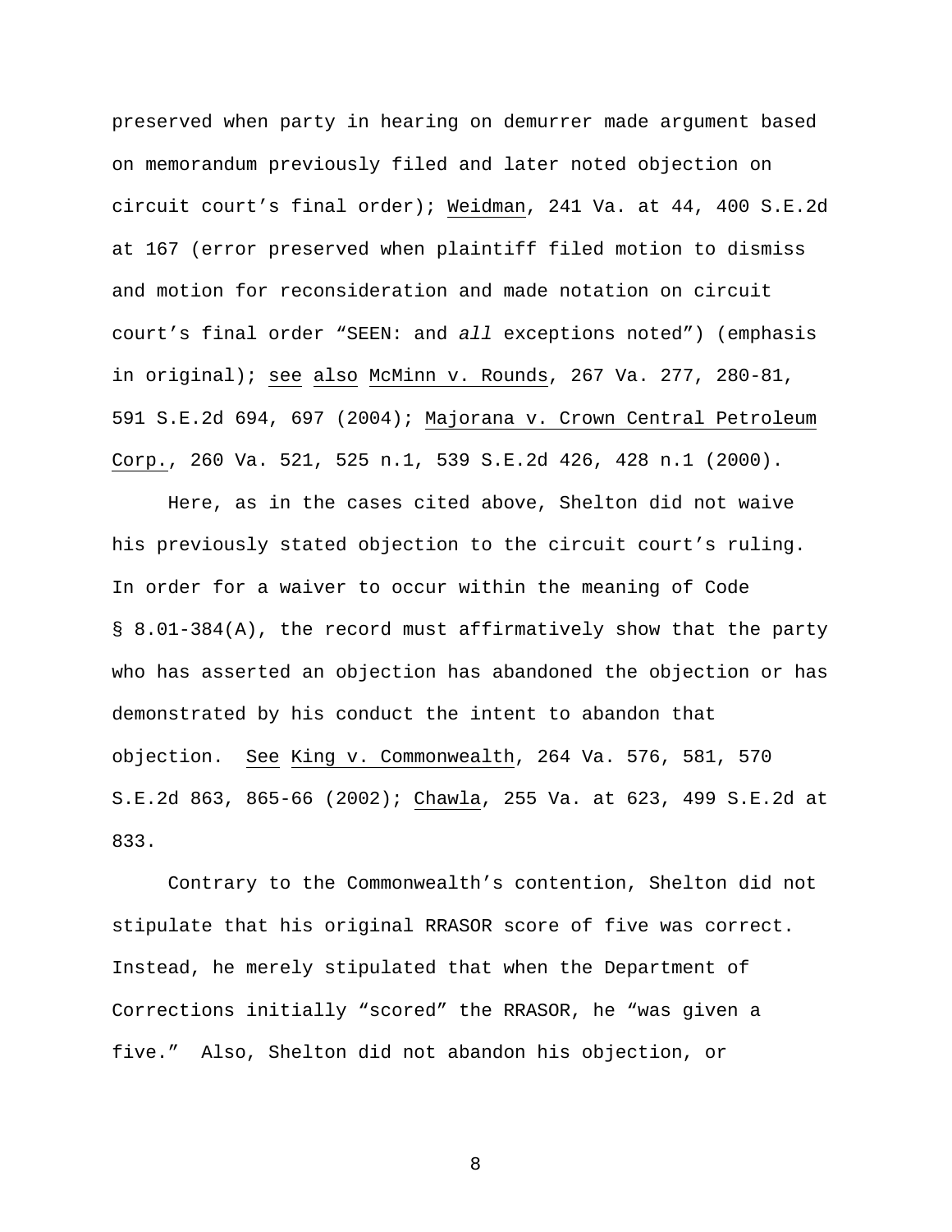preserved when party in hearing on demurrer made argument based on memorandum previously filed and later noted objection on circuit court's final order); Weidman, 241 Va. at 44, 400 S.E.2d at 167 (error preserved when plaintiff filed motion to dismiss and motion for reconsideration and made notation on circuit court's final order "SEEN: and *all* exceptions noted") (emphasis in original); see also McMinn v. Rounds, 267 Va. 277, 280-81, 591 S.E.2d 694, 697 (2004); Majorana v. Crown Central Petroleum Corp., 260 Va. 521, 525 n.1, 539 S.E.2d 426, 428 n.1 (2000).

Here, as in the cases cited above, Shelton did not waive his previously stated objection to the circuit court's ruling. In order for a waiver to occur within the meaning of Code § 8.01-384(A), the record must affirmatively show that the party who has asserted an objection has abandoned the objection or has demonstrated by his conduct the intent to abandon that objection. See King v. Commonwealth, 264 Va. 576, 581, 570 S.E.2d 863, 865-66 (2002); Chawla, 255 Va. at 623, 499 S.E.2d at 833.

Contrary to the Commonwealth's contention, Shelton did not stipulate that his original RRASOR score of five was correct. Instead, he merely stipulated that when the Department of Corrections initially "scored" the RRASOR, he "was given a five." Also, Shelton did not abandon his objection, or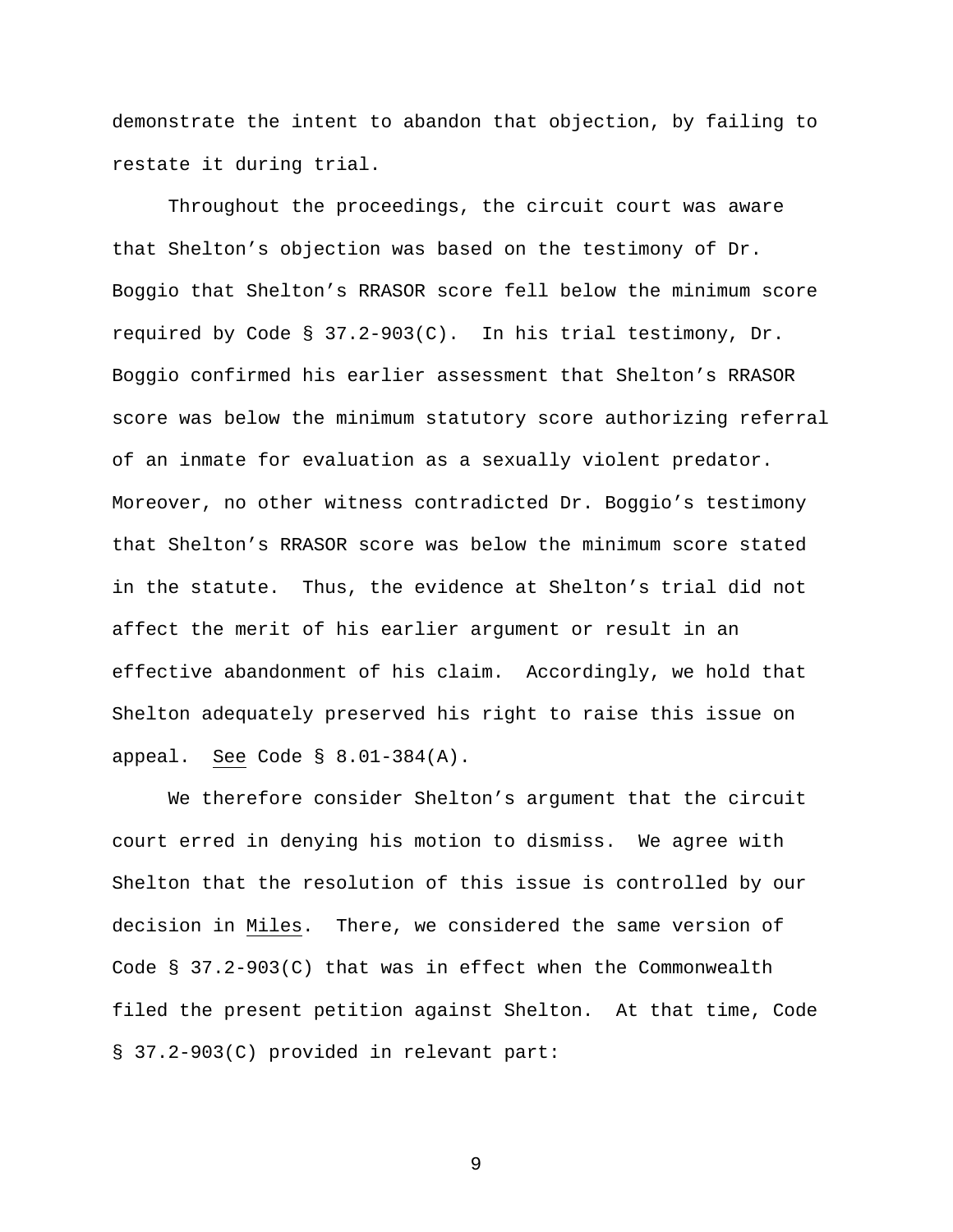demonstrate the intent to abandon that objection, by failing to restate it during trial.

Throughout the proceedings, the circuit court was aware that Shelton's objection was based on the testimony of Dr. Boggio that Shelton's RRASOR score fell below the minimum score required by Code § 37.2-903(C). In his trial testimony, Dr. Boggio confirmed his earlier assessment that Shelton's RRASOR score was below the minimum statutory score authorizing referral of an inmate for evaluation as a sexually violent predator. Moreover, no other witness contradicted Dr. Boggio's testimony that Shelton's RRASOR score was below the minimum score stated in the statute. Thus, the evidence at Shelton's trial did not affect the merit of his earlier argument or result in an effective abandonment of his claim. Accordingly, we hold that Shelton adequately preserved his right to raise this issue on appeal. See Code § 8.01-384(A).

We therefore consider Shelton's argument that the circuit court erred in denying his motion to dismiss. We agree with Shelton that the resolution of this issue is controlled by our decision in Miles. There, we considered the same version of Code § 37.2-903(C) that was in effect when the Commonwealth filed the present petition against Shelton. At that time, Code § 37.2-903(C) provided in relevant part: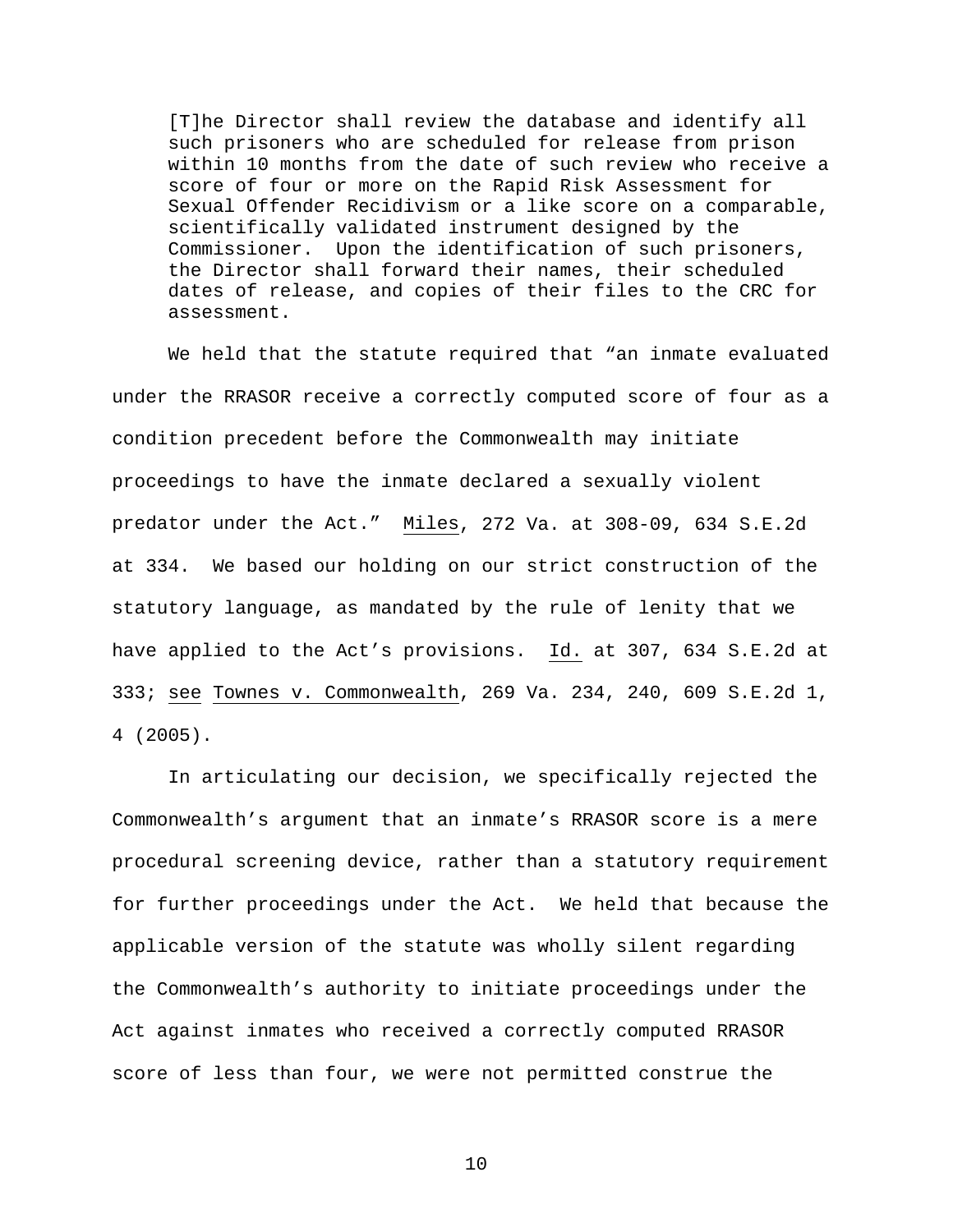> [T]he Director shall review the database and identify all such prisoners who are scheduled for release from prison within 10 months from the date of such review who receive a score of four or more on the Rapid Risk Assessment for Sexual Offender Recidivism or a like score on a comparable, scientifically validated instrument designed by the Commissioner. Upon the identification of such prisoners, the Director shall forward their names, their scheduled dates of release, and copies of their files to the CRC for assessment.

We held that the statute required that "an inmate evaluated under the RRASOR receive a correctly computed score of four as a condition precedent before the Commonwealth may initiate proceedings to have the inmate declared a sexually violent predator under the Act." Miles, 272 Va. at 308-09, 634 S.E.2d at 334. We based our holding on our strict construction of the statutory language, as mandated by the rule of lenity that we have applied to the Act's provisions. Id. at 307, 634 S.E.2d at 333; see Townes v. Commonwealth, 269 Va. 234, 240, 609 S.E.2d 1, 4 (2005).

In articulating our decision, we specifically rejected the Commonwealth's argument that an inmate's RRASOR score is a mere procedural screening device, rather than a statutory requirement for further proceedings under the Act. We held that because the applicable version of the statute was wholly silent regarding the Commonwealth's authority to initiate proceedings under the Act against inmates who received a correctly computed RRASOR score of less than four, we were not permitted construe the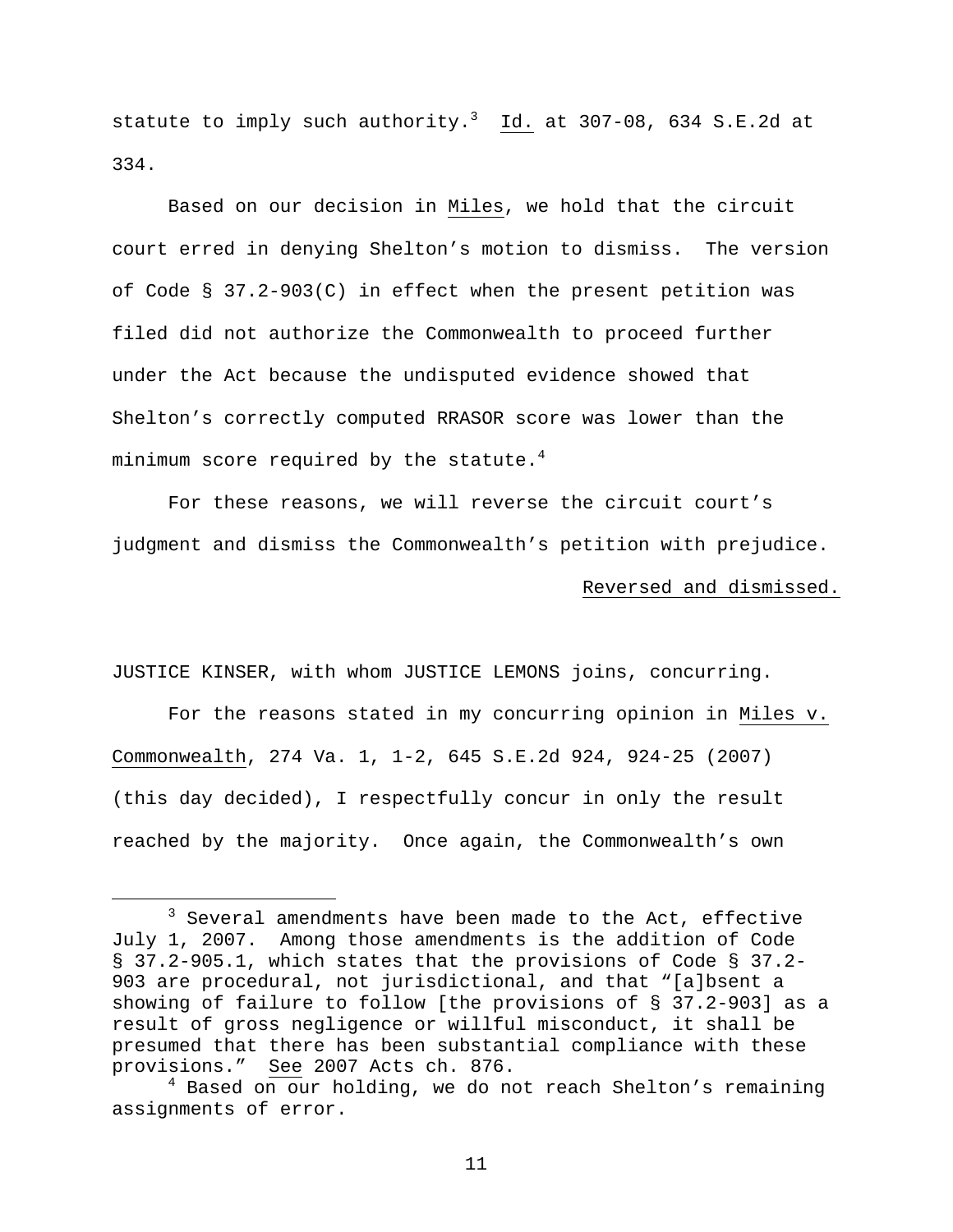statute to imply such authority.[3] Id. at 307-08, 634 S.E.2d at 334.

Based on our decision in Miles, we hold that the circuit court erred in denying Shelton's motion to dismiss. The version of Code § 37.2-903(C) in effect when the present petition was filed did not authorize the Commonwealth to proceed further under the Act because the undisputed evidence showed that Shelton's correctly computed RRASOR score was lower than the minimum score required by the statute.[4]

For these reasons, we will reverse the circuit court's judgment and dismiss the Commonwealth's petition with prejudice.

Reversed and dismissed.

JUSTICE KINSER, with whom JUSTICE LEMONS joins, concurring.

For the reasons stated in my concurring opinion in Miles v. Commonwealth, 274 Va. 1, 1-2, 645 S.E.2d 924, 924-25 (2007) (this day decided), I respectfully concur in only the result reached by the majority. Once again, the Commonwealth's own

---

[3] Several amendments have been made to the Act, effective July 1, 2007. Among those amendments is the addition of Code § 37.2-905.1, which states that the provisions of Code § 37.2-903 are procedural, not jurisdictional, and that "[a]bsent a showing of failure to follow [the provisions of § 37.2-903] as a result of gross negligence or willful misconduct, it shall be presumed that there has been substantial compliance with these provisions." See 2007 Acts ch. 876.

[4] Based on our holding, we do not reach Shelton's remaining assignments of error.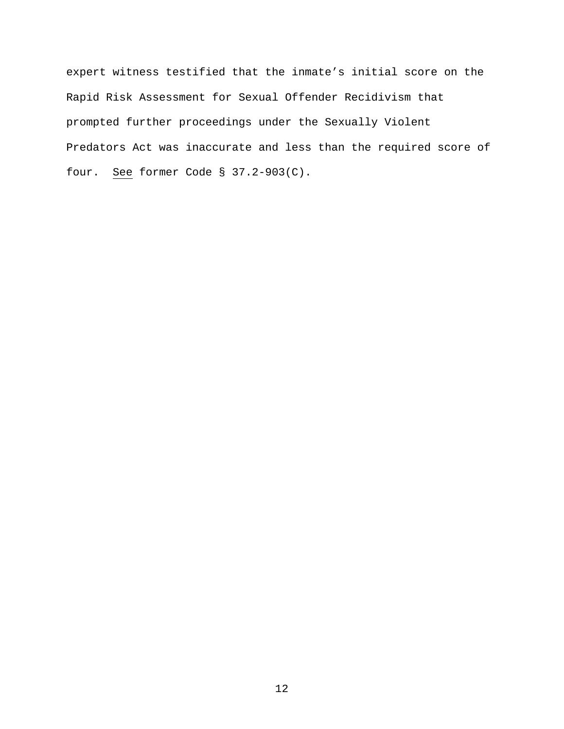expert witness testified that the inmate's initial score on the Rapid Risk Assessment for Sexual Offender Recidivism that prompted further proceedings under the Sexually Violent Predators Act was inaccurate and less than the required score of four. See former Code § 37.2-903(C).